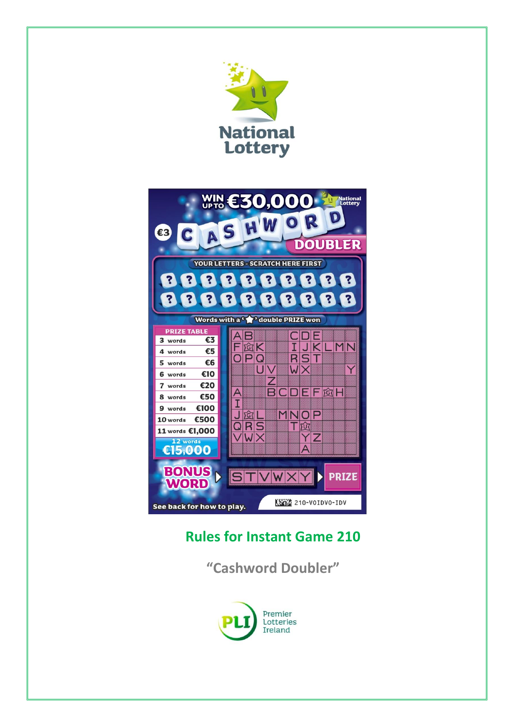National Lottery

WIN UP TO €30,000

€3 CASHWORD DOUBLER

YOUR LETTERS - SCRATCH HERE FIRST

Words with a '★' double PRIZE won

| PRIZE TABLE | |
|---|---|
| 3 words | €3 |
| 4 words | €5 |
| 5 words | €6 |
| 6 words | €10 |
| 7 words | €20 |
| 8 words | €50 |
| 9 words | €100 |
| 10 words | €500 |
| 11 words | €1,000 |
| 12 words | €15,000 |

BONUS WORD ▸ STVWXY ▸ PRIZE

See back for how to play.

210-VOIDVO-IDV

# Rules for Instant Game 210

## "Cashword Doubler"

Premier Lotteries Ireland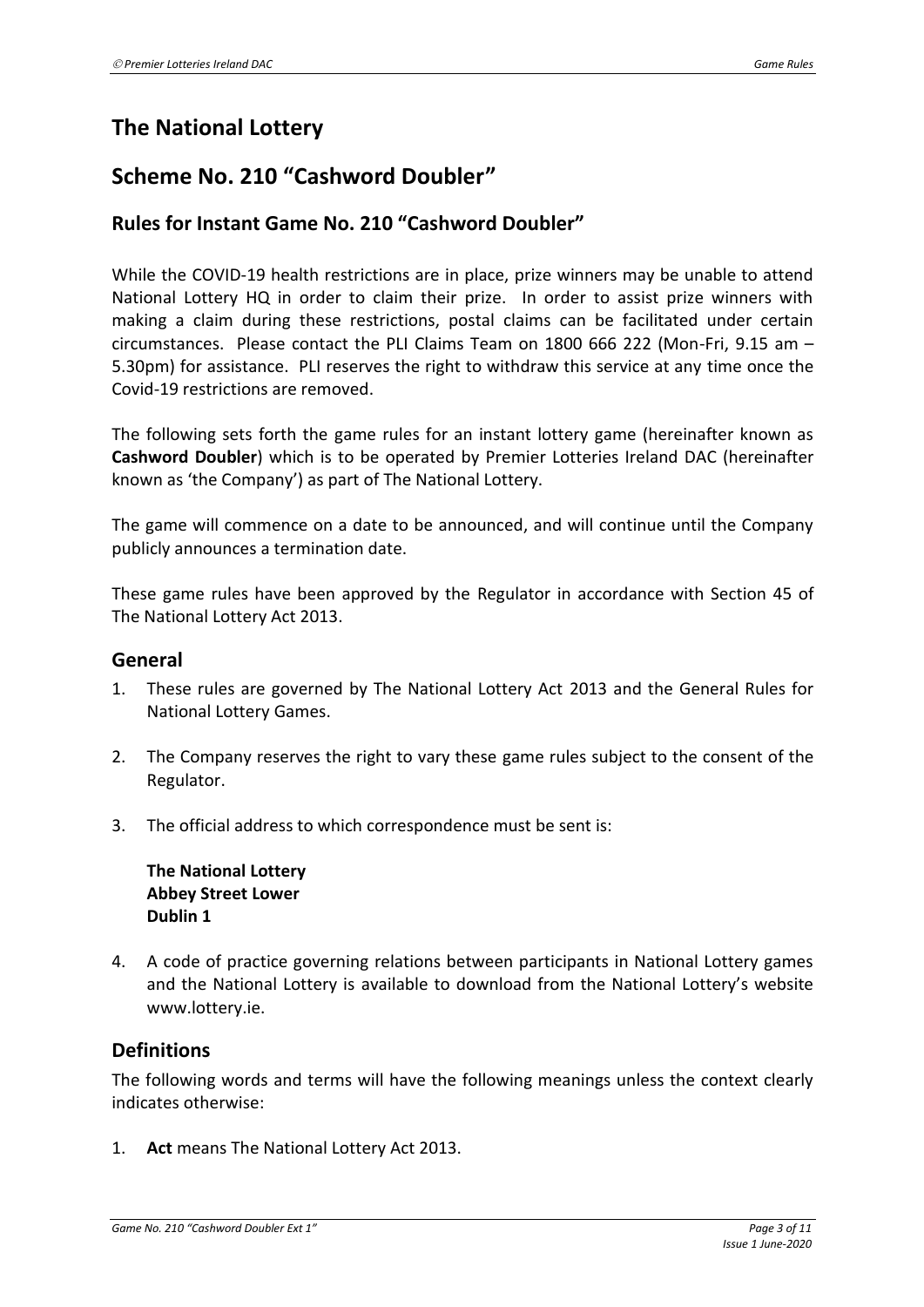# The National Lottery

## Scheme No. 210 "Cashword Doubler"

### Rules for Instant Game No. 210 "Cashword Doubler"

While the COVID-19 health restrictions are in place, prize winners may be unable to attend National Lottery HQ in order to claim their prize. In order to assist prize winners with making a claim during these restrictions, postal claims can be facilitated under certain circumstances. Please contact the PLI Claims Team on 1800 666 222 (Mon-Fri, 9.15 am – 5.30pm) for assistance. PLI reserves the right to withdraw this service at any time once the Covid-19 restrictions are removed.

The following sets forth the game rules for an instant lottery game (hereinafter known as **Cashword Doubler**) which is to be operated by Premier Lotteries Ireland DAC (hereinafter known as 'the Company') as part of The National Lottery.

The game will commence on a date to be announced, and will continue until the Company publicly announces a termination date.

These game rules have been approved by the Regulator in accordance with Section 45 of The National Lottery Act 2013.

## General

1. These rules are governed by The National Lottery Act 2013 and the General Rules for National Lottery Games.

2. The Company reserves the right to vary these game rules subject to the consent of the Regulator.

3. The official address to which correspondence must be sent is:

   **The National Lottery**
   **Abbey Street Lower**
   **Dublin 1**

4. A code of practice governing relations between participants in National Lottery games and the National Lottery is available to download from the National Lottery's website www.lottery.ie.

## Definitions

The following words and terms will have the following meanings unless the context clearly indicates otherwise:

1. **Act** means The National Lottery Act 2013.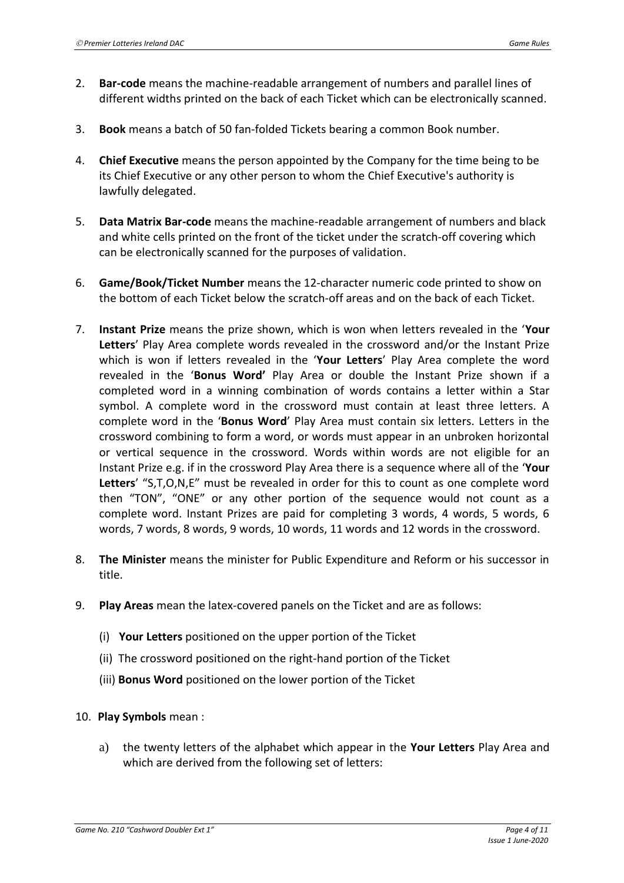2. **Bar-code** means the machine-readable arrangement of numbers and parallel lines of different widths printed on the back of each Ticket which can be electronically scanned.

3. **Book** means a batch of 50 fan-folded Tickets bearing a common Book number.

4. **Chief Executive** means the person appointed by the Company for the time being to be its Chief Executive or any other person to whom the Chief Executive's authority is lawfully delegated.

5. **Data Matrix Bar-code** means the machine-readable arrangement of numbers and black and white cells printed on the front of the ticket under the scratch-off covering which can be electronically scanned for the purposes of validation.

6. **Game/Book/Ticket Number** means the 12-character numeric code printed to show on the bottom of each Ticket below the scratch-off areas and on the back of each Ticket.

7. **Instant Prize** means the prize shown, which is won when letters revealed in the '**Your Letters**' Play Area complete words revealed in the crossword and/or the Instant Prize which is won if letters revealed in the '**Your Letters**' Play Area complete the word revealed in the '**Bonus Word'** Play Area or double the Instant Prize shown if a completed word in a winning combination of words contains a letter within a Star symbol. A complete word in the crossword must contain at least three letters. A complete word in the '**Bonus Word**' Play Area must contain six letters. Letters in the crossword combining to form a word, or words must appear in an unbroken horizontal or vertical sequence in the crossword. Words within words are not eligible for an Instant Prize e.g. if in the crossword Play Area there is a sequence where all of the '**Your Letters**' "S,T,O,N,E" must be revealed in order for this to count as one complete word then "TON", "ONE" or any other portion of the sequence would not count as a complete word. Instant Prizes are paid for completing 3 words, 4 words, 5 words, 6 words, 7 words, 8 words, 9 words, 10 words, 11 words and 12 words in the crossword.

8. **The Minister** means the minister for Public Expenditure and Reform or his successor in title.

9. **Play Areas** mean the latex-covered panels on the Ticket and are as follows:

   (i) **Your Letters** positioned on the upper portion of the Ticket

   (ii) The crossword positioned on the right-hand portion of the Ticket

   (iii) **Bonus Word** positioned on the lower portion of the Ticket

10. **Play Symbols** mean :

    a) the twenty letters of the alphabet which appear in the **Your Letters** Play Area and which are derived from the following set of letters: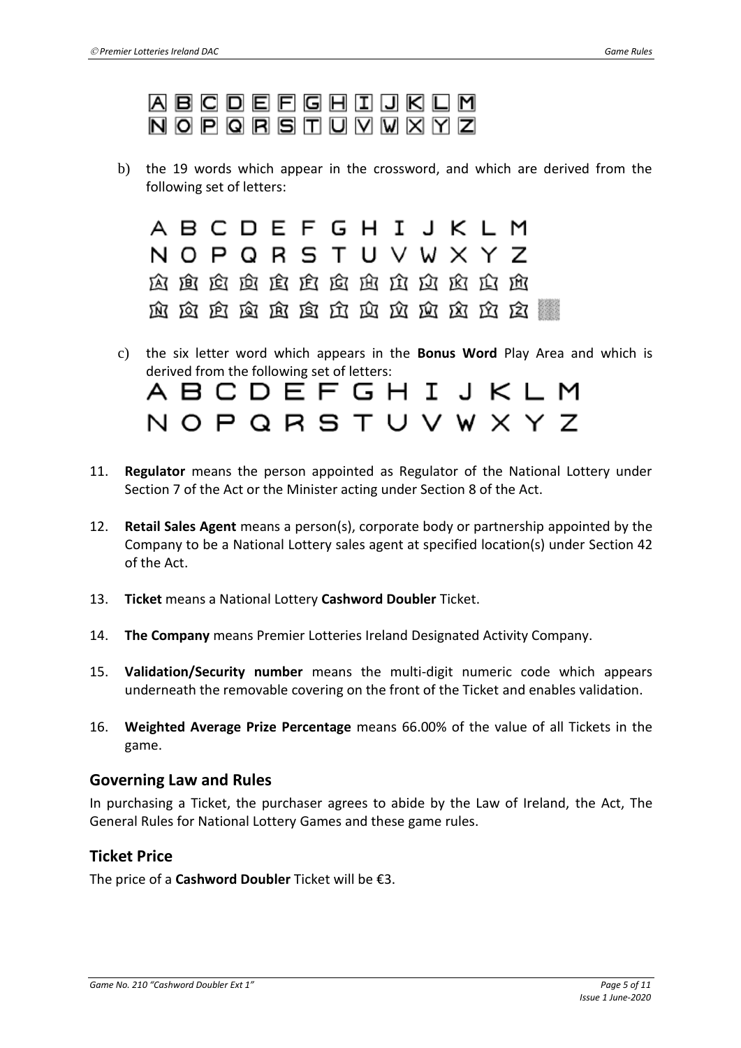A B C D E F G H I J K L M
N O P Q R S T U V W X Y Z

b) the 19 words which appear in the crossword, and which are derived from the following set of letters:

A B C D E F G H I J K L M
N O P Q R S T U V W X Y Z
A B C D E F G H I J K L M
N O P Q R S T U V W X Y Z

c) the six letter word which appears in the **Bonus Word** Play Area and which is derived from the following set of letters:

A B C D E F G H I J K L M
N O P Q R S T U V W X Y Z

11. **Regulator** means the person appointed as Regulator of the National Lottery under Section 7 of the Act or the Minister acting under Section 8 of the Act.

12. **Retail Sales Agent** means a person(s), corporate body or partnership appointed by the Company to be a National Lottery sales agent at specified location(s) under Section 42 of the Act.

13. **Ticket** means a National Lottery **Cashword Doubler** Ticket.

14. **The Company** means Premier Lotteries Ireland Designated Activity Company.

15. **Validation/Security number** means the multi-digit numeric code which appears underneath the removable covering on the front of the Ticket and enables validation.

16. **Weighted Average Prize Percentage** means 66.00% of the value of all Tickets in the game.

## Governing Law and Rules

In purchasing a Ticket, the purchaser agrees to abide by the Law of Ireland, the Act, The General Rules for National Lottery Games and these game rules.

## Ticket Price

The price of a **Cashword Doubler** Ticket will be €3.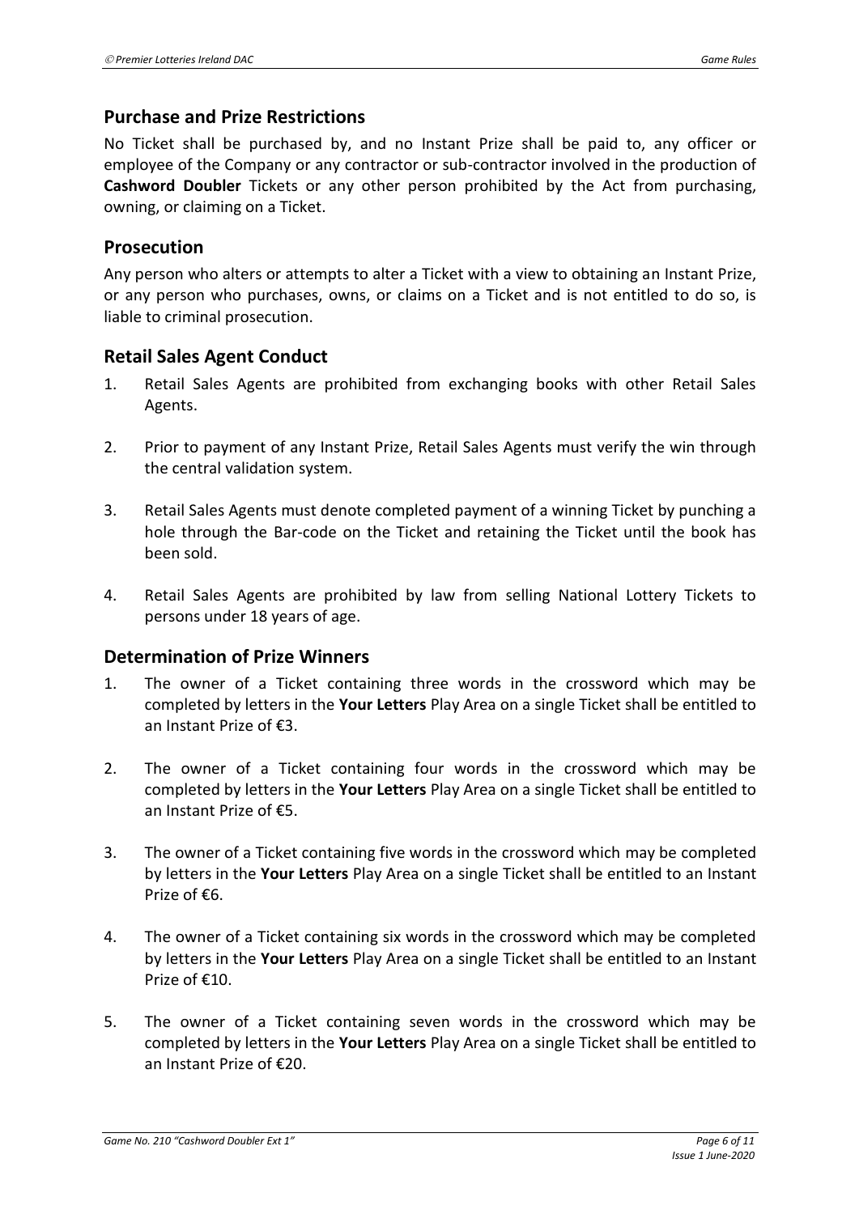## Purchase and Prize Restrictions

No Ticket shall be purchased by, and no Instant Prize shall be paid to, any officer or employee of the Company or any contractor or sub-contractor involved in the production of **Cashword Doubler** Tickets or any other person prohibited by the Act from purchasing, owning, or claiming on a Ticket.

## Prosecution

Any person who alters or attempts to alter a Ticket with a view to obtaining an Instant Prize, or any person who purchases, owns, or claims on a Ticket and is not entitled to do so, is liable to criminal prosecution.

## Retail Sales Agent Conduct

1. Retail Sales Agents are prohibited from exchanging books with other Retail Sales Agents.

2. Prior to payment of any Instant Prize, Retail Sales Agents must verify the win through the central validation system.

3. Retail Sales Agents must denote completed payment of a winning Ticket by punching a hole through the Bar-code on the Ticket and retaining the Ticket until the book has been sold.

4. Retail Sales Agents are prohibited by law from selling National Lottery Tickets to persons under 18 years of age.

## Determination of Prize Winners

1. The owner of a Ticket containing three words in the crossword which may be completed by letters in the **Your Letters** Play Area on a single Ticket shall be entitled to an Instant Prize of €3.

2. The owner of a Ticket containing four words in the crossword which may be completed by letters in the **Your Letters** Play Area on a single Ticket shall be entitled to an Instant Prize of €5.

3. The owner of a Ticket containing five words in the crossword which may be completed by letters in the **Your Letters** Play Area on a single Ticket shall be entitled to an Instant Prize of €6.

4. The owner of a Ticket containing six words in the crossword which may be completed by letters in the **Your Letters** Play Area on a single Ticket shall be entitled to an Instant Prize of €10.

5. The owner of a Ticket containing seven words in the crossword which may be completed by letters in the **Your Letters** Play Area on a single Ticket shall be entitled to an Instant Prize of €20.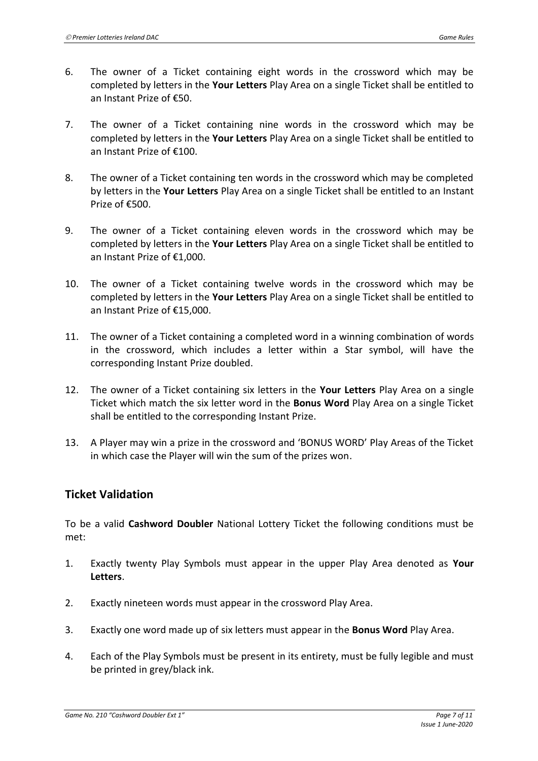6. The owner of a Ticket containing eight words in the crossword which may be completed by letters in the **Your Letters** Play Area on a single Ticket shall be entitled to an Instant Prize of €50.

7. The owner of a Ticket containing nine words in the crossword which may be completed by letters in the **Your Letters** Play Area on a single Ticket shall be entitled to an Instant Prize of €100.

8. The owner of a Ticket containing ten words in the crossword which may be completed by letters in the **Your Letters** Play Area on a single Ticket shall be entitled to an Instant Prize of €500.

9. The owner of a Ticket containing eleven words in the crossword which may be completed by letters in the **Your Letters** Play Area on a single Ticket shall be entitled to an Instant Prize of €1,000.

10. The owner of a Ticket containing twelve words in the crossword which may be completed by letters in the **Your Letters** Play Area on a single Ticket shall be entitled to an Instant Prize of €15,000.

11. The owner of a Ticket containing a completed word in a winning combination of words in the crossword, which includes a letter within a Star symbol, will have the corresponding Instant Prize doubled.

12. The owner of a Ticket containing six letters in the **Your Letters** Play Area on a single Ticket which match the six letter word in the **Bonus Word** Play Area on a single Ticket shall be entitled to the corresponding Instant Prize.

13. A Player may win a prize in the crossword and 'BONUS WORD' Play Areas of the Ticket in which case the Player will win the sum of the prizes won.

## Ticket Validation

To be a valid **Cashword Doubler** National Lottery Ticket the following conditions must be met:

1. Exactly twenty Play Symbols must appear in the upper Play Area denoted as **Your Letters**.

2. Exactly nineteen words must appear in the crossword Play Area.

3. Exactly one word made up of six letters must appear in the **Bonus Word** Play Area.

4. Each of the Play Symbols must be present in its entirety, must be fully legible and must be printed in grey/black ink.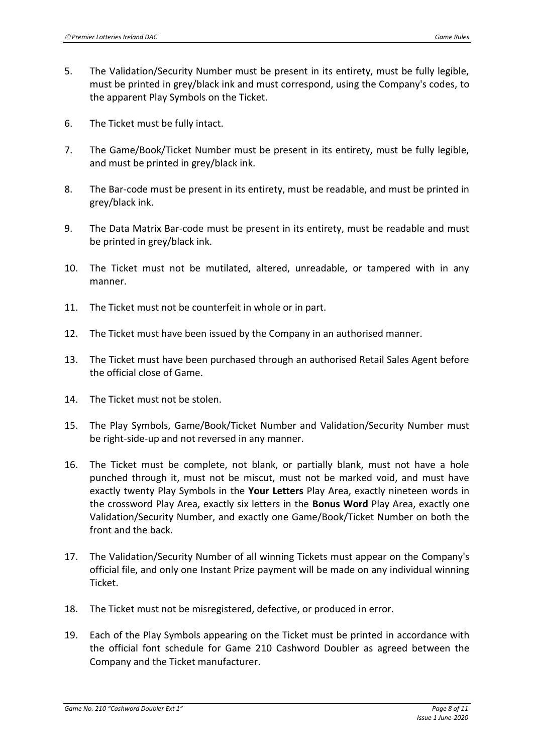5. The Validation/Security Number must be present in its entirety, must be fully legible, must be printed in grey/black ink and must correspond, using the Company's codes, to the apparent Play Symbols on the Ticket.

6. The Ticket must be fully intact.

7. The Game/Book/Ticket Number must be present in its entirety, must be fully legible, and must be printed in grey/black ink.

8. The Bar-code must be present in its entirety, must be readable, and must be printed in grey/black ink.

9. The Data Matrix Bar-code must be present in its entirety, must be readable and must be printed in grey/black ink.

10. The Ticket must not be mutilated, altered, unreadable, or tampered with in any manner.

11. The Ticket must not be counterfeit in whole or in part.

12. The Ticket must have been issued by the Company in an authorised manner.

13. The Ticket must have been purchased through an authorised Retail Sales Agent before the official close of Game.

14. The Ticket must not be stolen.

15. The Play Symbols, Game/Book/Ticket Number and Validation/Security Number must be right-side-up and not reversed in any manner.

16. The Ticket must be complete, not blank, or partially blank, must not have a hole punched through it, must not be miscut, must not be marked void, and must have exactly twenty Play Symbols in the **Your Letters** Play Area, exactly nineteen words in the crossword Play Area, exactly six letters in the **Bonus Word** Play Area, exactly one Validation/Security Number, and exactly one Game/Book/Ticket Number on both the front and the back.

17. The Validation/Security Number of all winning Tickets must appear on the Company's official file, and only one Instant Prize payment will be made on any individual winning Ticket.

18. The Ticket must not be misregistered, defective, or produced in error.

19. Each of the Play Symbols appearing on the Ticket must be printed in accordance with the official font schedule for Game 210 Cashword Doubler as agreed between the Company and the Ticket manufacturer.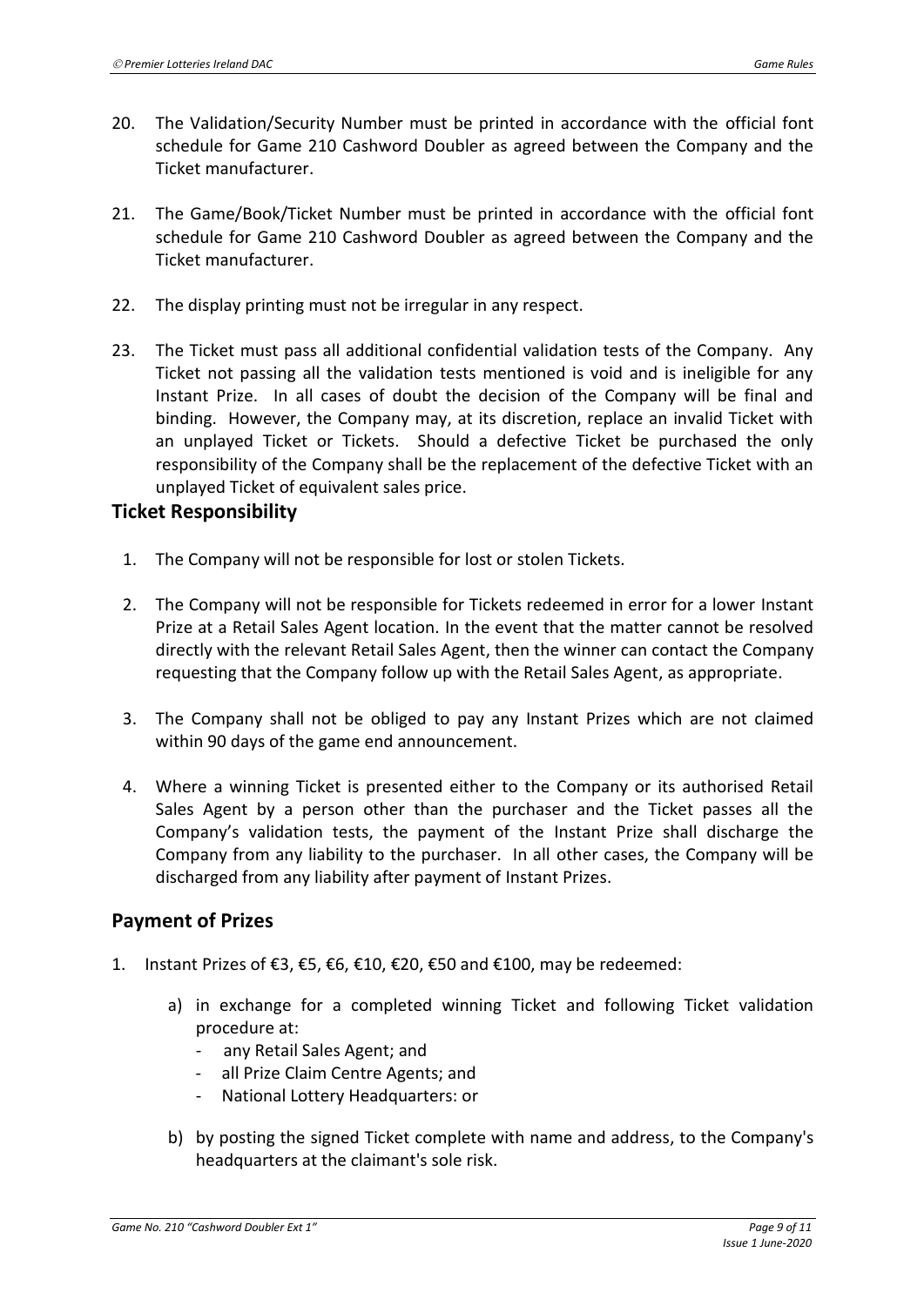20. The Validation/Security Number must be printed in accordance with the official font schedule for Game 210 Cashword Doubler as agreed between the Company and the Ticket manufacturer.

21. The Game/Book/Ticket Number must be printed in accordance with the official font schedule for Game 210 Cashword Doubler as agreed between the Company and the Ticket manufacturer.

22. The display printing must not be irregular in any respect.

23. The Ticket must pass all additional confidential validation tests of the Company. Any Ticket not passing all the validation tests mentioned is void and is ineligible for any Instant Prize. In all cases of doubt the decision of the Company will be final and binding. However, the Company may, at its discretion, replace an invalid Ticket with an unplayed Ticket or Tickets. Should a defective Ticket be purchased the only responsibility of the Company shall be the replacement of the defective Ticket with an unplayed Ticket of equivalent sales price.

## Ticket Responsibility

1. The Company will not be responsible for lost or stolen Tickets.

2. The Company will not be responsible for Tickets redeemed in error for a lower Instant Prize at a Retail Sales Agent location. In the event that the matter cannot be resolved directly with the relevant Retail Sales Agent, then the winner can contact the Company requesting that the Company follow up with the Retail Sales Agent, as appropriate.

3. The Company shall not be obliged to pay any Instant Prizes which are not claimed within 90 days of the game end announcement.

4. Where a winning Ticket is presented either to the Company or its authorised Retail Sales Agent by a person other than the purchaser and the Ticket passes all the Company's validation tests, the payment of the Instant Prize shall discharge the Company from any liability to the purchaser. In all other cases, the Company will be discharged from any liability after payment of Instant Prizes.

## Payment of Prizes

1. Instant Prizes of €3, €5, €6, €10, €20, €50 and €100, may be redeemed:

   a) in exchange for a completed winning Ticket and following Ticket validation procedure at:
      - any Retail Sales Agent; and
      - all Prize Claim Centre Agents; and
      - National Lottery Headquarters: or

   b) by posting the signed Ticket complete with name and address, to the Company's headquarters at the claimant's sole risk.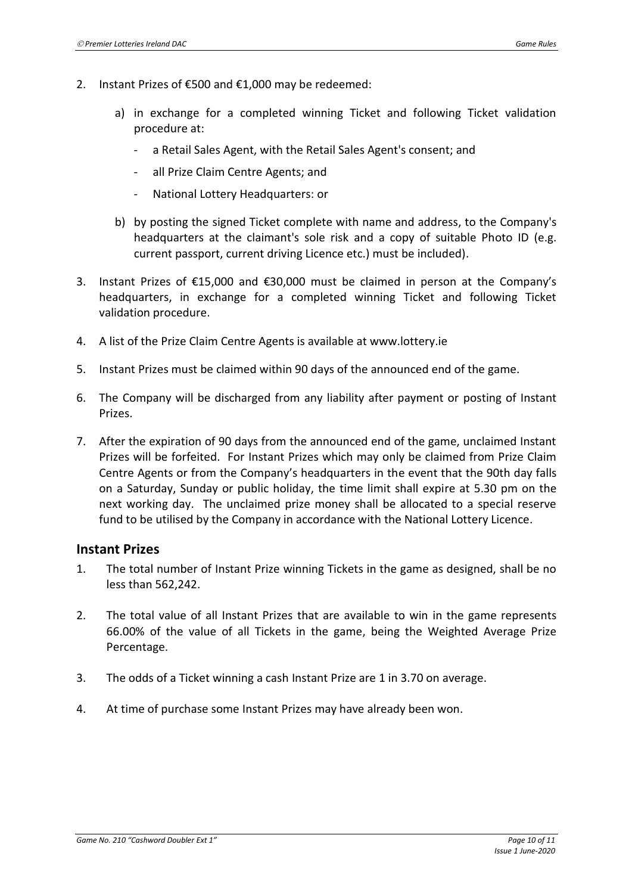2. Instant Prizes of €500 and €1,000 may be redeemed:

    a) in exchange for a completed winning Ticket and following Ticket validation procedure at:

    - a Retail Sales Agent, with the Retail Sales Agent's consent; and
    - all Prize Claim Centre Agents; and
    - National Lottery Headquarters: or

    b) by posting the signed Ticket complete with name and address, to the Company's headquarters at the claimant's sole risk and a copy of suitable Photo ID (e.g. current passport, current driving Licence etc.) must be included).

3. Instant Prizes of €15,000 and €30,000 must be claimed in person at the Company's headquarters, in exchange for a completed winning Ticket and following Ticket validation procedure.

4. A list of the Prize Claim Centre Agents is available at www.lottery.ie

5. Instant Prizes must be claimed within 90 days of the announced end of the game.

6. The Company will be discharged from any liability after payment or posting of Instant Prizes.

7. After the expiration of 90 days from the announced end of the game, unclaimed Instant Prizes will be forfeited. For Instant Prizes which may only be claimed from Prize Claim Centre Agents or from the Company's headquarters in the event that the 90th day falls on a Saturday, Sunday or public holiday, the time limit shall expire at 5.30 pm on the next working day. The unclaimed prize money shall be allocated to a special reserve fund to be utilised by the Company in accordance with the National Lottery Licence.

## Instant Prizes

1. The total number of Instant Prize winning Tickets in the game as designed, shall be no less than 562,242.

2. The total value of all Instant Prizes that are available to win in the game represents 66.00% of the value of all Tickets in the game, being the Weighted Average Prize Percentage.

3. The odds of a Ticket winning a cash Instant Prize are 1 in 3.70 on average.

4. At time of purchase some Instant Prizes may have already been won.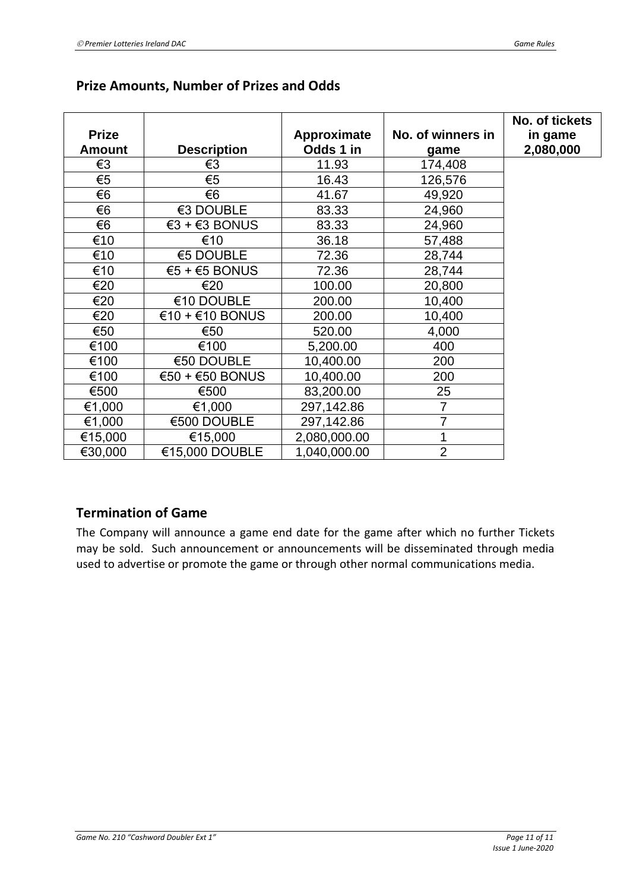## Prize Amounts, Number of Prizes and Odds

| Prize Amount | Description | Approximate Odds 1 in | No. of winners in game | No. of tickets in game 2,080,000 |
|---|---|---|---|---|
| €3 | €3 | 11.93 | 174,408 | |
| €5 | €5 | 16.43 | 126,576 | |
| €6 | €6 | 41.67 | 49,920 | |
| €6 | €3 DOUBLE | 83.33 | 24,960 | |
| €6 | €3 + €3 BONUS | 83.33 | 24,960 | |
| €10 | €10 | 36.18 | 57,488 | |
| €10 | €5 DOUBLE | 72.36 | 28,744 | |
| €10 | €5 + €5 BONUS | 72.36 | 28,744 | |
| €20 | €20 | 100.00 | 20,800 | |
| €20 | €10 DOUBLE | 200.00 | 10,400 | |
| €20 | €10 + €10 BONUS | 200.00 | 10,400 | |
| €50 | €50 | 520.00 | 4,000 | |
| €100 | €100 | 5,200.00 | 400 | |
| €100 | €50 DOUBLE | 10,400.00 | 200 | |
| €100 | €50 + €50 BONUS | 10,400.00 | 200 | |
| €500 | €500 | 83,200.00 | 25 | |
| €1,000 | €1,000 | 297,142.86 | 7 | |
| €1,000 | €500 DOUBLE | 297,142.86 | 7 | |
| €15,000 | €15,000 | 2,080,000.00 | 1 | |
| €30,000 | €15,000 DOUBLE | 1,040,000.00 | 2 | |

## Termination of Game

The Company will announce a game end date for the game after which no further Tickets may be sold. Such announcement or announcements will be disseminated through media used to advertise or promote the game or through other normal communications media.